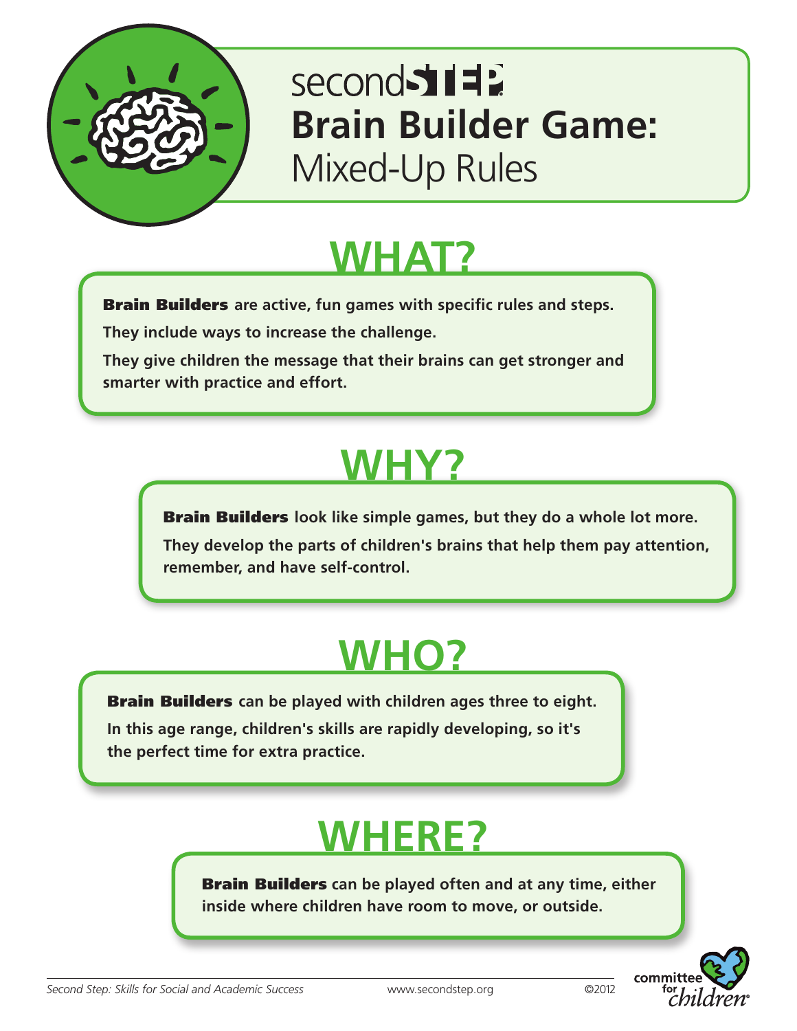# secondSTEP Brain Builder Game: Mixed-Up Rules

## WHAT?

**Brain Builders** are active, fun games with specific rules and steps.

They include ways to increase the challenge.

They give children the message that their brains can get stronger and smarter with practice and effort.

## WHY?

**Brain Builders** look like simple games, but they do a whole lot more.

They develop the parts of children's brains that help them pay attention, remember, and have self-control.

## WHO?

**Brain Builders** can be played with children ages three to eight.

In this age range, children's skills are rapidly developing, so it's the perfect time for extra practice.

## WHERE?

**Brain Builders** can be played often and at any time, either inside where children have room to move, or outside.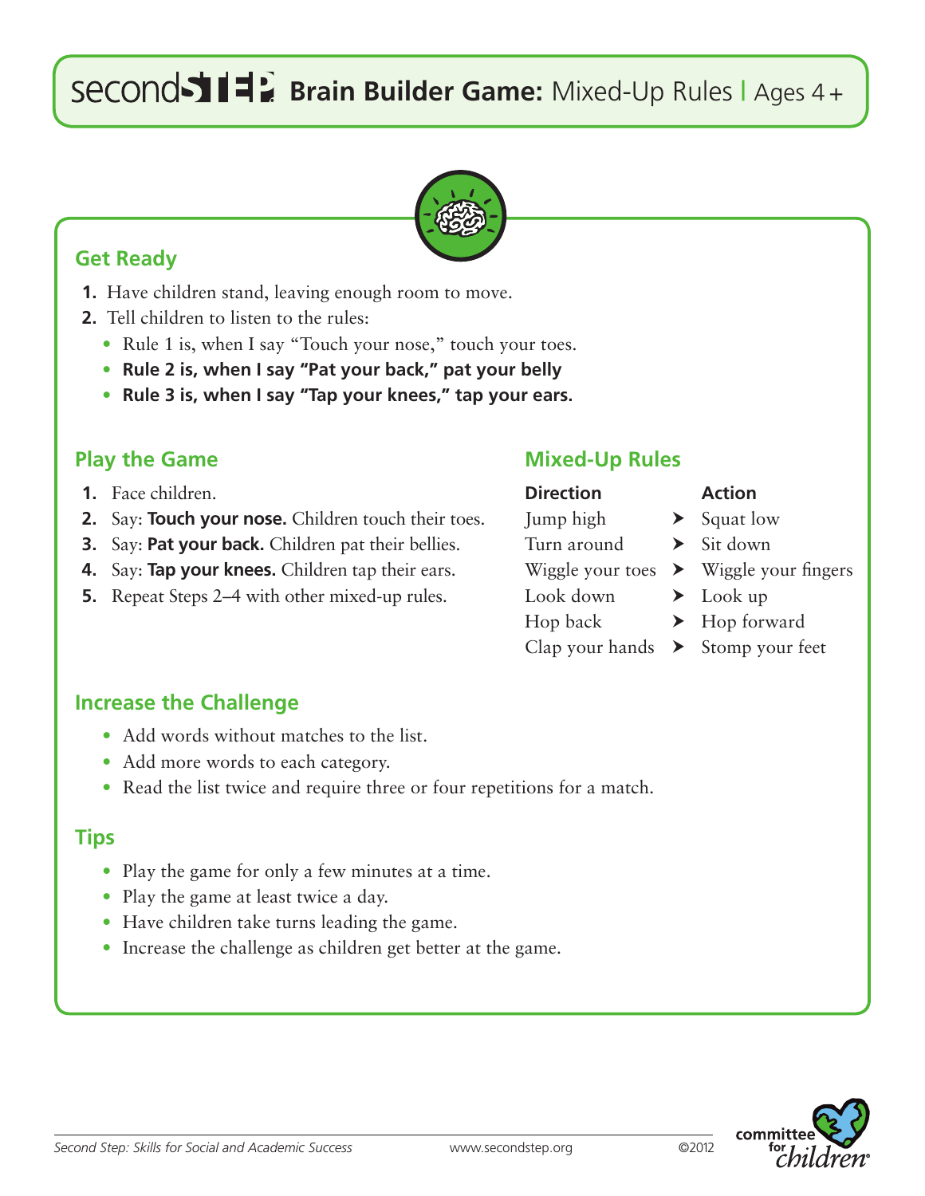# secondSTEP **Brain Builder Game:** Mixed-Up Rules | Ages 4+

## Get Ready

1. Have children stand, leaving enough room to move.
2. Tell children to listen to the rules:
   - Rule 1 is, when I say "Touch your nose," touch your toes.
   - **Rule 2 is, when I say "Pat your back," pat your belly**
   - **Rule 3 is, when I say "Tap your knees," tap your ears.**

## Play the Game

1. Face children.
2. Say: **Touch your nose.** Children touch their toes.
3. Say: **Pat your back.** Children pat their bellies.
4. Say: **Tap your knees.** Children tap their ears.
5. Repeat Steps 2–4 with other mixed-up rules.

## Mixed-Up Rules

| Direction | | Action |
|---|---|---|
| Jump high | ➤ | Squat low |
| Turn around | ➤ | Sit down |
| Wiggle your toes | ➤ | Wiggle your fingers |
| Look down | ➤ | Look up |
| Hop back | ➤ | Hop forward |
| Clap your hands | ➤ | Stomp your feet |

## Increase the Challenge

- Add words without matches to the list.
- Add more words to each category.
- Read the list twice and require three or four repetitions for a match.

## Tips

- Play the game for only a few minutes at a time.
- Play the game at least twice a day.
- Have children take turns leading the game.
- Increase the challenge as children get better at the game.

*Second Step: Skills for Social and Academic Success* www.secondstep.org ©2012

committee for children